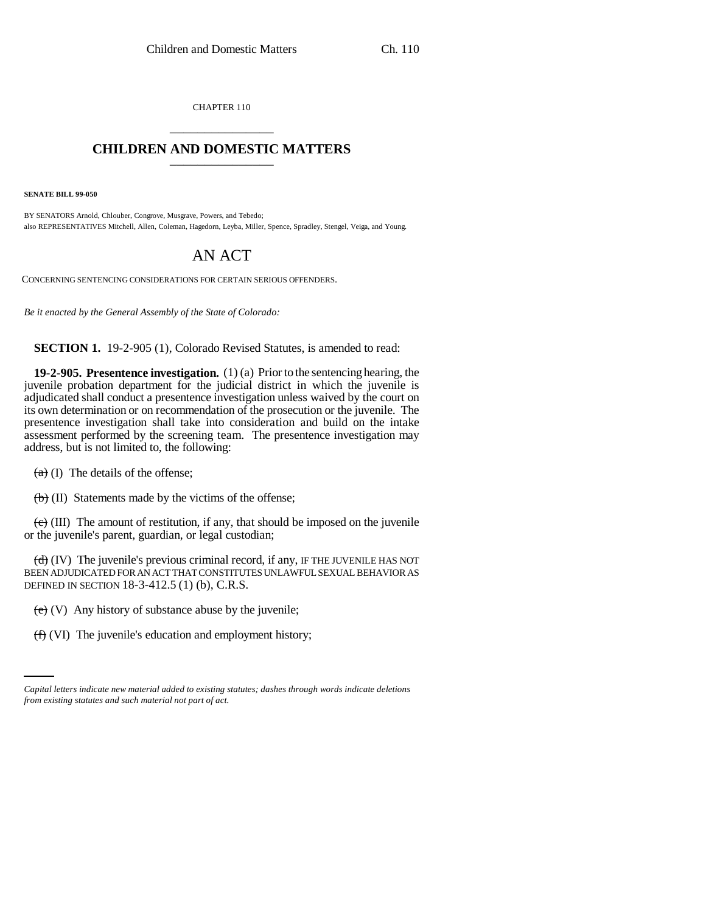CHAPTER 110

## CHILDREN AND DOMESTIC MATTERS

**SENATE BILL 99-050**

BY SENATORS Arnold, Chlouber, Congrove, Musgrave, Powers, and Tebedo;
also REPRESENTATIVES Mitchell, Allen, Coleman, Hagedorn, Leyba, Miller, Spence, Spradley, Stengel, Veiga, and Young.

# AN ACT

CONCERNING SENTENCING CONSIDERATIONS FOR CERTAIN SERIOUS OFFENDERS.

*Be it enacted by the General Assembly of the State of Colorado:*

**SECTION 1.** 19-2-905 (1), Colorado Revised Statutes, is amended to read:

**19-2-905. Presentence investigation.** (1) (a) Prior to the sentencing hearing, the juvenile probation department for the judicial district in which the juvenile is adjudicated shall conduct a presentence investigation unless waived by the court on its own determination or on recommendation of the prosecution or the juvenile. The presentence investigation shall take into consideration and build on the intake assessment performed by the screening team. The presentence investigation may address, but is not limited to, the following:

~~(a)~~ (I) The details of the offense;

~~(b)~~ (II) Statements made by the victims of the offense;

~~(c)~~ (III) The amount of restitution, if any, that should be imposed on the juvenile or the juvenile's parent, guardian, or legal custodian;

~~(d)~~ (IV) The juvenile's previous criminal record, if any, IF THE JUVENILE HAS NOT BEEN ADJUDICATED FOR AN ACT THAT CONSTITUTES UNLAWFUL SEXUAL BEHAVIOR AS DEFINED IN SECTION 18-3-412.5 (1) (b), C.R.S.

~~(e)~~ (V) Any history of substance abuse by the juvenile;

~~(f)~~ (VI) The juvenile's education and employment history;

*Capital letters indicate new material added to existing statutes; dashes through words indicate deletions from existing statutes and such material not part of act.*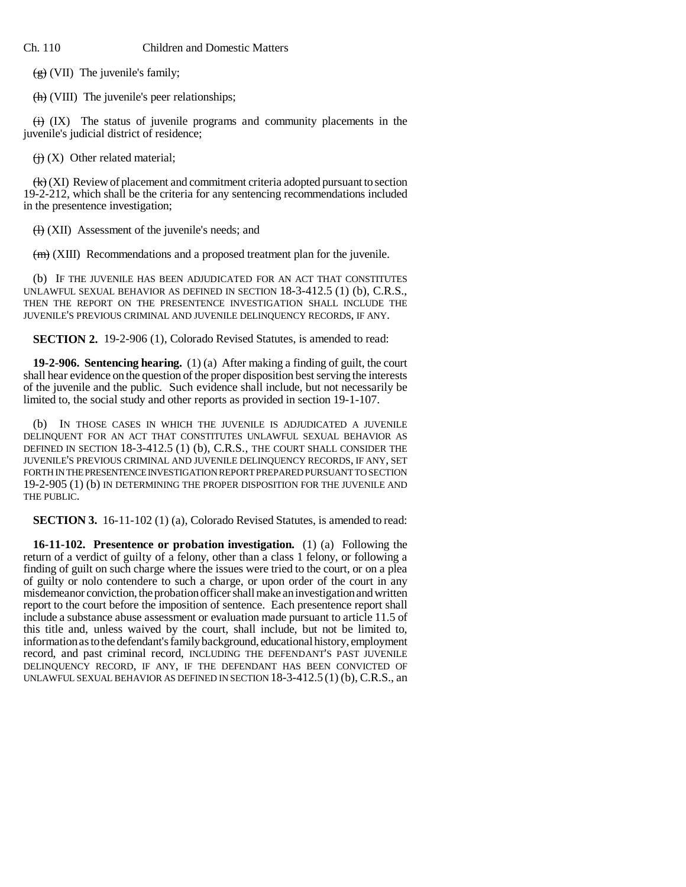(g) (VII) The juvenile's family;

(h) (VIII) The juvenile's peer relationships;

(i) (IX) The status of juvenile programs and community placements in the juvenile's judicial district of residence;

(j) (X) Other related material;

(k) (XI) Review of placement and commitment criteria adopted pursuant to section 19-2-212, which shall be the criteria for any sentencing recommendations included in the presentence investigation;

(l) (XII) Assessment of the juvenile's needs; and

(m) (XIII) Recommendations and a proposed treatment plan for the juvenile.

(b) IF THE JUVENILE HAS BEEN ADJUDICATED FOR AN ACT THAT CONSTITUTES UNLAWFUL SEXUAL BEHAVIOR AS DEFINED IN SECTION 18-3-412.5 (1) (b), C.R.S., THEN THE REPORT ON THE PRESENTENCE INVESTIGATION SHALL INCLUDE THE JUVENILE'S PREVIOUS CRIMINAL AND JUVENILE DELINQUENCY RECORDS, IF ANY.

**SECTION 2.** 19-2-906 (1), Colorado Revised Statutes, is amended to read:

**19-2-906. Sentencing hearing.** (1) (a) After making a finding of guilt, the court shall hear evidence on the question of the proper disposition best serving the interests of the juvenile and the public. Such evidence shall include, but not necessarily be limited to, the social study and other reports as provided in section 19-1-107.

(b) IN THOSE CASES IN WHICH THE JUVENILE IS ADJUDICATED A JUVENILE DELINQUENT FOR AN ACT THAT CONSTITUTES UNLAWFUL SEXUAL BEHAVIOR AS DEFINED IN SECTION 18-3-412.5 (1) (b), C.R.S., THE COURT SHALL CONSIDER THE JUVENILE'S PREVIOUS CRIMINAL AND JUVENILE DELINQUENCY RECORDS, IF ANY, SET FORTH IN THE PRESENTENCE INVESTIGATION REPORT PREPARED PURSUANT TO SECTION 19-2-905 (1) (b) IN DETERMINING THE PROPER DISPOSITION FOR THE JUVENILE AND THE PUBLIC.

**SECTION 3.** 16-11-102 (1) (a), Colorado Revised Statutes, is amended to read:

**16-11-102. Presentence or probation investigation.** (1) (a) Following the return of a verdict of guilty of a felony, other than a class 1 felony, or following a finding of guilt on such charge where the issues were tried to the court, or on a plea of guilty or nolo contendere to such a charge, or upon order of the court in any misdemeanor conviction, the probation officer shall make an investigation and written report to the court before the imposition of sentence. Each presentence report shall include a substance abuse assessment or evaluation made pursuant to article 11.5 of this title and, unless waived by the court, shall include, but not be limited to, information as to the defendant's family background, educational history, employment record, and past criminal record, INCLUDING THE DEFENDANT'S PAST JUVENILE DELINQUENCY RECORD, IF ANY, IF THE DEFENDANT HAS BEEN CONVICTED OF UNLAWFUL SEXUAL BEHAVIOR AS DEFINED IN SECTION 18-3-412.5 (1) (b), C.R.S., an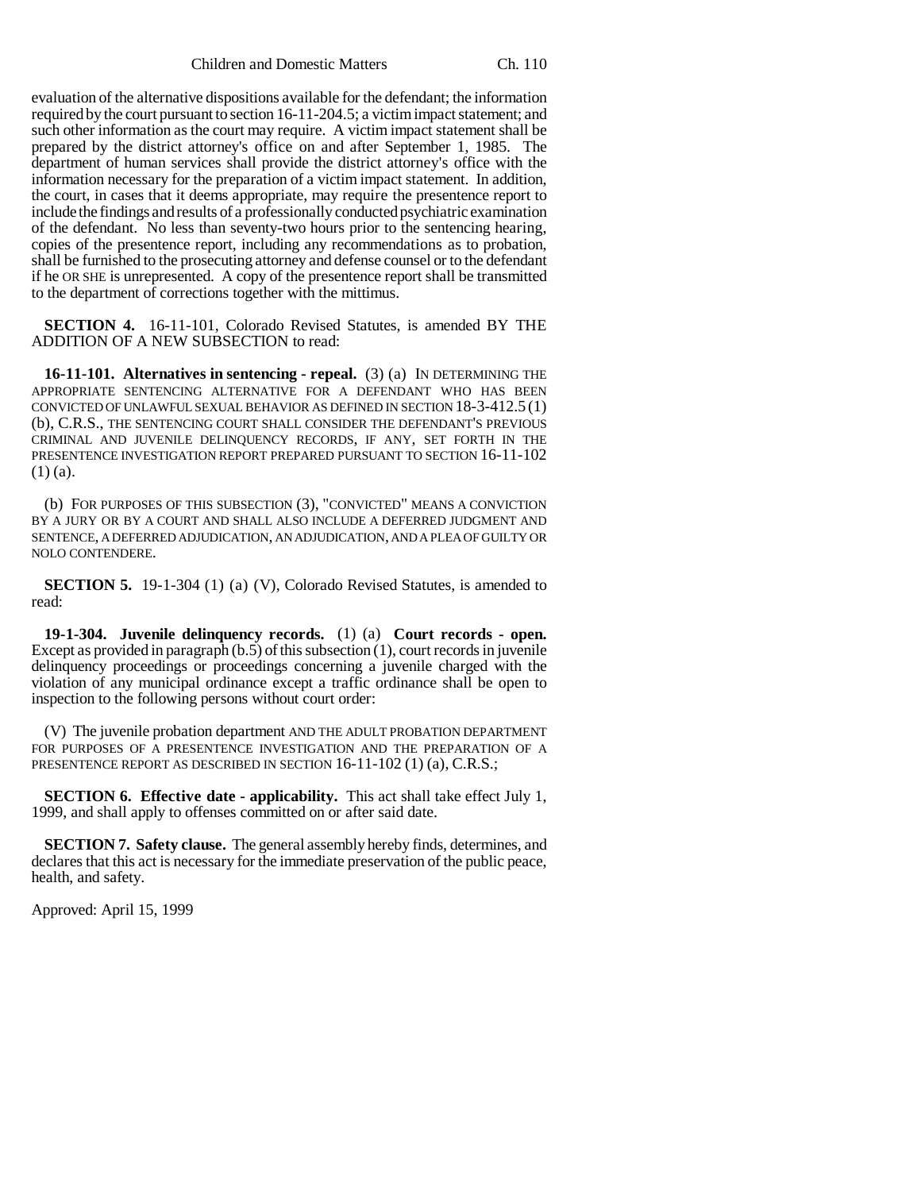evaluation of the alternative dispositions available for the defendant; the information required by the court pursuant to section 16-11-204.5; a victim impact statement; and such other information as the court may require. A victim impact statement shall be prepared by the district attorney's office on and after September 1, 1985. The department of human services shall provide the district attorney's office with the information necessary for the preparation of a victim impact statement. In addition, the court, in cases that it deems appropriate, may require the presentence report to include the findings and results of a professionally conducted psychiatric examination of the defendant. No less than seventy-two hours prior to the sentencing hearing, copies of the presentence report, including any recommendations as to probation, shall be furnished to the prosecuting attorney and defense counsel or to the defendant if he OR SHE is unrepresented. A copy of the presentence report shall be transmitted to the department of corrections together with the mittimus.

**SECTION 4.** 16-11-101, Colorado Revised Statutes, is amended BY THE ADDITION OF A NEW SUBSECTION to read:

**16-11-101. Alternatives in sentencing - repeal.** (3) (a) IN DETERMINING THE APPROPRIATE SENTENCING ALTERNATIVE FOR A DEFENDANT WHO HAS BEEN CONVICTED OF UNLAWFUL SEXUAL BEHAVIOR AS DEFINED IN SECTION 18-3-412.5 (1) (b), C.R.S., THE SENTENCING COURT SHALL CONSIDER THE DEFENDANT'S PREVIOUS CRIMINAL AND JUVENILE DELINQUENCY RECORDS, IF ANY, SET FORTH IN THE PRESENTENCE INVESTIGATION REPORT PREPARED PURSUANT TO SECTION 16-11-102 (1) (a).

(b) FOR PURPOSES OF THIS SUBSECTION (3), "CONVICTED" MEANS A CONVICTION BY A JURY OR BY A COURT AND SHALL ALSO INCLUDE A DEFERRED JUDGMENT AND SENTENCE, A DEFERRED ADJUDICATION, AN ADJUDICATION, AND A PLEA OF GUILTY OR NOLO CONTENDERE.

**SECTION 5.** 19-1-304 (1) (a) (V), Colorado Revised Statutes, is amended to read:

**19-1-304. Juvenile delinquency records.** (1) (a) **Court records - open.** Except as provided in paragraph (b.5) of this subsection (1), court records in juvenile delinquency proceedings or proceedings concerning a juvenile charged with the violation of any municipal ordinance except a traffic ordinance shall be open to inspection to the following persons without court order:

(V) The juvenile probation department AND THE ADULT PROBATION DEPARTMENT FOR PURPOSES OF A PRESENTENCE INVESTIGATION AND THE PREPARATION OF A PRESENTENCE REPORT AS DESCRIBED IN SECTION 16-11-102 (1) (a), C.R.S.;

**SECTION 6. Effective date - applicability.** This act shall take effect July 1, 1999, and shall apply to offenses committed on or after said date.

**SECTION 7. Safety clause.** The general assembly hereby finds, determines, and declares that this act is necessary for the immediate preservation of the public peace, health, and safety.

Approved: April 15, 1999